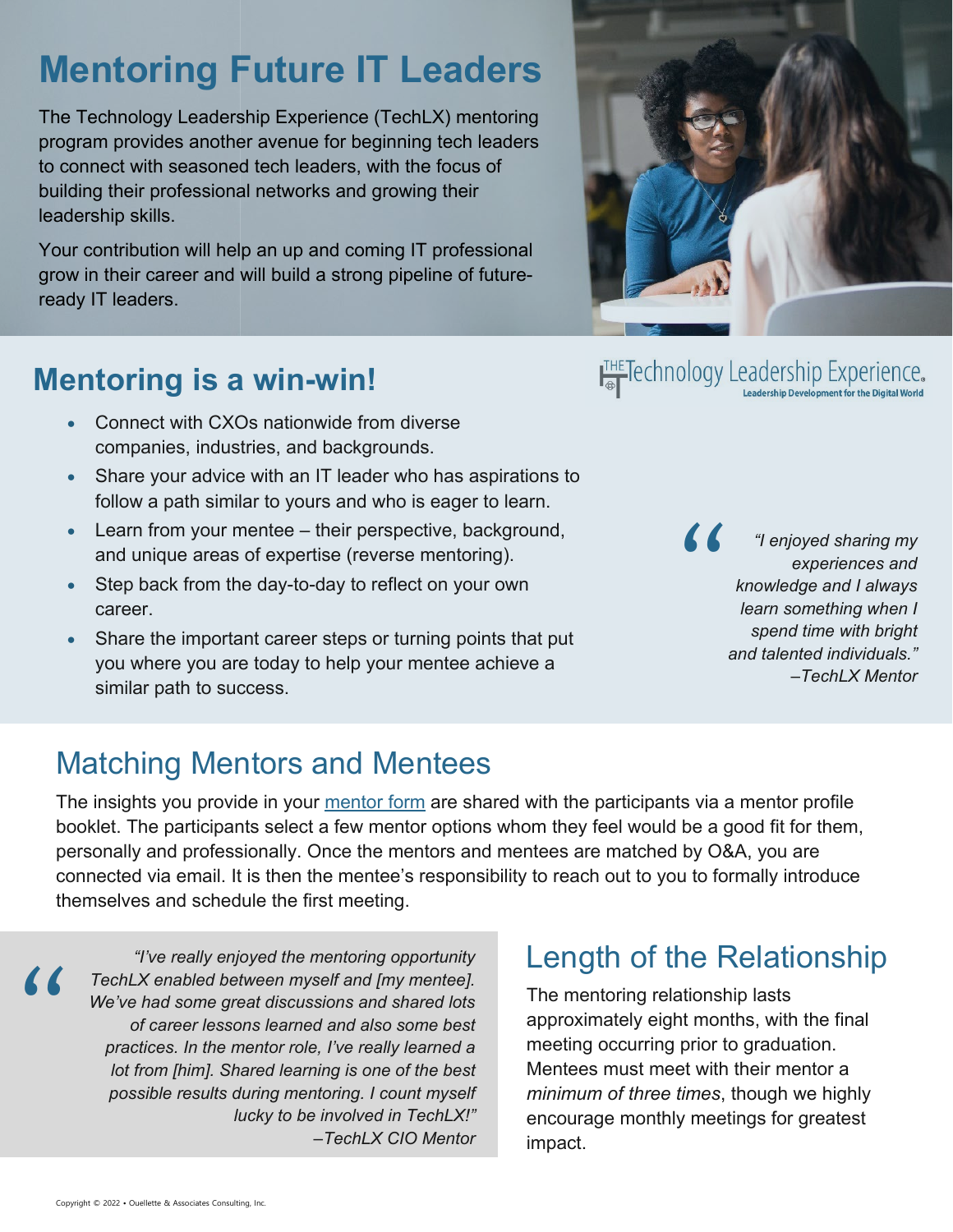# Mentoring Future IT Leaders

The Technology Leadership Experience (TechLX) mentoring program provides another avenue for beginning tech leaders to connect with seasoned tech leaders, with the focus of building their professional networks and growing their leadership skills.

Your contribution will help an up and coming IT professional grow in their career and will build a strong pipeline of future-ready IT leaders.

## Mentoring is a win-win!

- Connect with CXOs nationwide from diverse companies, industries, and backgrounds.
- Share your advice with an IT leader who has aspirations to follow a path similar to yours and who is eager to learn.
- Learn from your mentee – their perspective, background, and unique areas of expertise (reverse mentoring).
- Step back from the day-to-day to reflect on your own career.
- Share the important career steps or turning points that put you where you are today to help your mentee achieve a similar path to success.

> *"I enjoyed sharing my experiences and knowledge and I always learn something when I spend time with bright and talented individuals."*
> *–TechLX Mentor*

## Matching Mentors and Mentees

The insights you provide in your mentor form are shared with the participants via a mentor profile booklet. The participants select a few mentor options whom they feel would be a good fit for them, personally and professionally. Once the mentors and mentees are matched by O&A, you are connected via email. It is then the mentee's responsibility to reach out to you to formally introduce themselves and schedule the first meeting.

> *"I've really enjoyed the mentoring opportunity TechLX enabled between myself and [my mentee]. We've had some great discussions and shared lots of career lessons learned and also some best practices. In the mentor role, I've really learned a lot from [him]. Shared learning is one of the best possible results during mentoring. I count myself lucky to be involved in TechLX!"*
> *–TechLX CIO Mentor*

## Length of the Relationship

The mentoring relationship lasts approximately eight months, with the final meeting occurring prior to graduation. Mentees must meet with their mentor a *minimum of three times*, though we highly encourage monthly meetings for greatest impact.

Copyright © 2022 • Ouellette & Associates Consulting, Inc.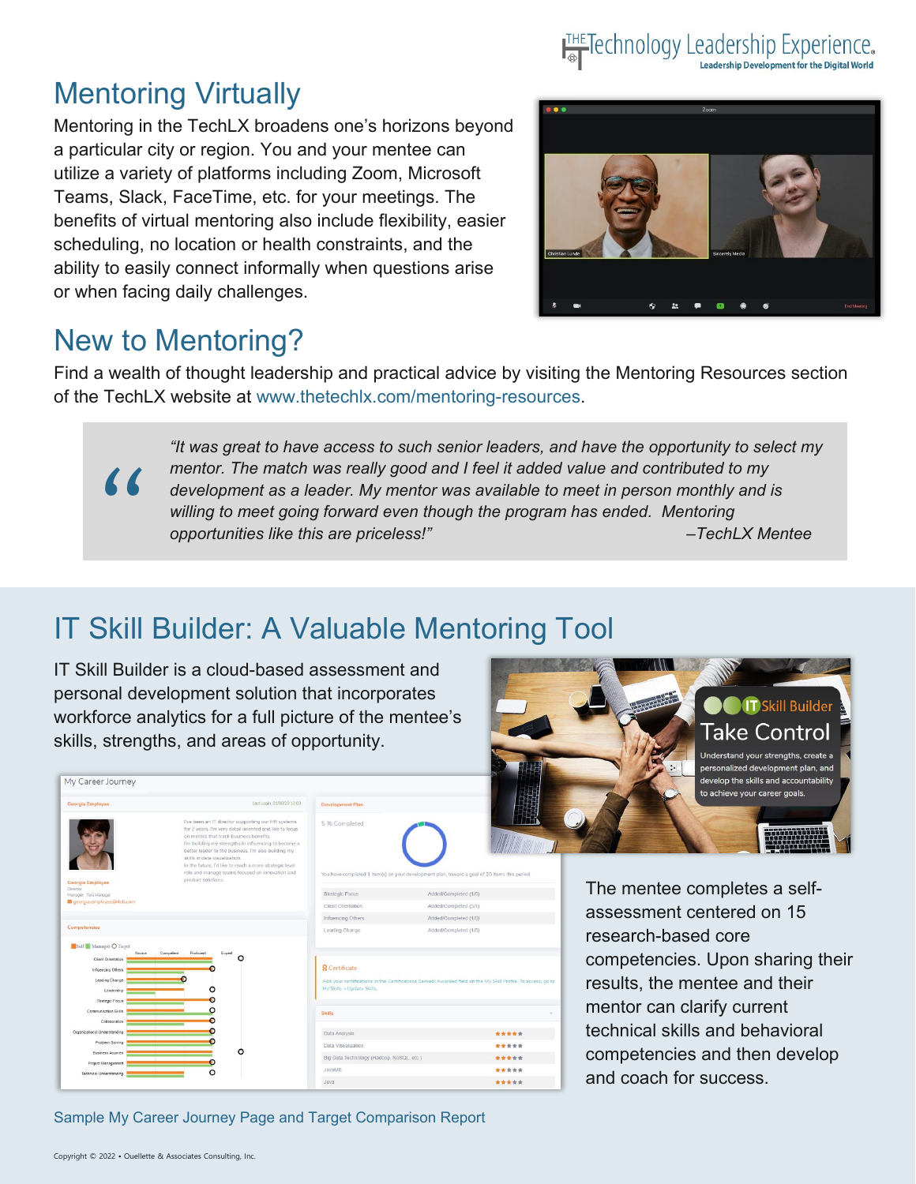## Mentoring Virtually

Mentoring in the TechLX broadens one's horizons beyond a particular city or region. You and your mentee can utilize a variety of platforms including Zoom, Microsoft Teams, Slack, FaceTime, etc. for your meetings. The benefits of virtual mentoring also include flexibility, easier scheduling, no location or health constraints, and the ability to easily connect informally when questions arise or when facing daily challenges.

## New to Mentoring?

Find a wealth of thought leadership and practical advice by visiting the Mentoring Resources section of the TechLX website at www.thetechlx.com/mentoring-resources.

> *"It was great to have access to such senior leaders, and have the opportunity to select my mentor. The match was really good and I feel it added value and contributed to my development as a leader. My mentor was available to meet in person monthly and is willing to meet going forward even though the program has ended. Mentoring opportunities like this are priceless!"*
>
> *–TechLX Mentee*

## IT Skill Builder: A Valuable Mentoring Tool

IT Skill Builder is a cloud-based assessment and personal development solution that incorporates workforce analytics for a full picture of the mentee's skills, strengths, and areas of opportunity.

The mentee completes a self-assessment centered on 15 research-based core competencies. Upon sharing their results, the mentee and their mentor can clarify current technical skills and behavioral competencies and then develop and coach for success.

Sample My Career Journey Page and Target Comparison Report

Copyright © 2022 • Ouellette & Associates Consulting, Inc.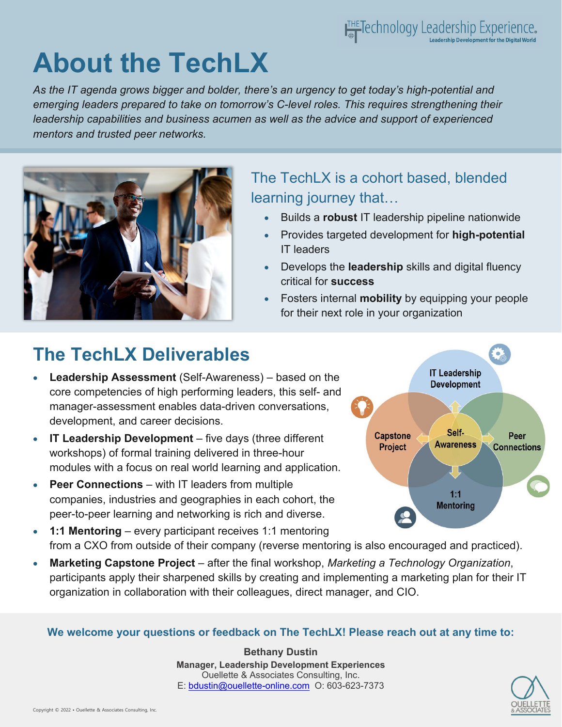# About the TechLX

*As the IT agenda grows bigger and bolder, there's an urgency to get today's high-potential and emerging leaders prepared to take on tomorrow's C-level roles. This requires strengthening their leadership capabilities and business acumen as well as the advice and support of experienced mentors and trusted peer networks.*

### The TechLX is a cohort based, blended learning journey that…

- Builds a **robust** IT leadership pipeline nationwide
- Provides targeted development for **high-potential** IT leaders
- Develops the **leadership** skills and digital fluency critical for **success**
- Fosters internal **mobility** by equipping your people for their next role in your organization

## The TechLX Deliverables

- **Leadership Assessment** (Self-Awareness) – based on the core competencies of high performing leaders, this self- and manager-assessment enables data-driven conversations, development, and career decisions.
- **IT Leadership Development** – five days (three different workshops) of formal training delivered in three-hour modules with a focus on real world learning and application.
- **Peer Connections** – with IT leaders from multiple companies, industries and geographies in each cohort, the peer-to-peer learning and networking is rich and diverse.
- **1:1 Mentoring** – every participant receives 1:1 mentoring from a CXO from outside of their company (reverse mentoring is also encouraged and practiced).
- **Marketing Capstone Project** – after the final workshop, *Marketing a Technology Organization*, participants apply their sharpened skills by creating and implementing a marketing plan for their IT organization in collaboration with their colleagues, direct manager, and CIO.

IT Leadership Development
Capstone Project
Self-Awareness
Peer Connections
1:1 Mentoring

**We welcome your questions or feedback on The TechLX! Please reach out at any time to:**

**Bethany Dustin**
**Manager, Leadership Development Experiences**
Ouellette & Associates Consulting, Inc.
E: bdustin@ouellette-online.com O: 603-623-7373

Copyright © 2022 • Ouellette & Associates Consulting, Inc.